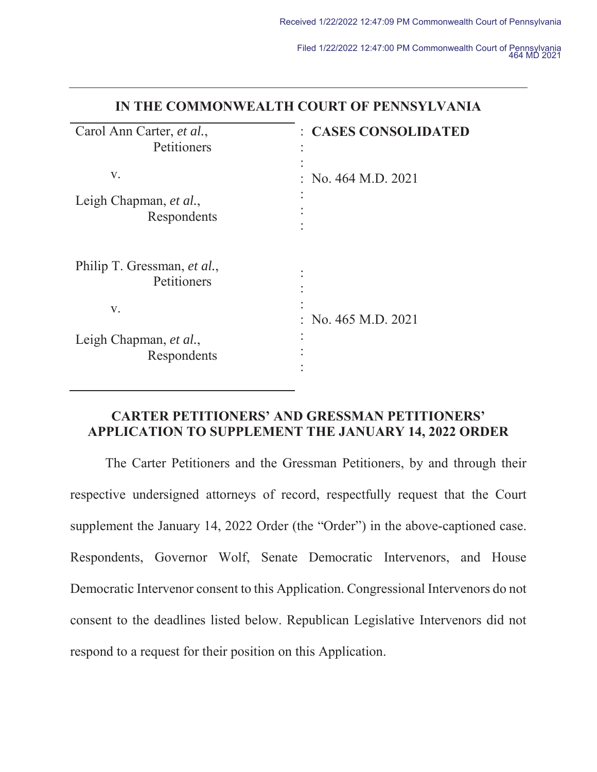Received 1/22/2022 12:47:09 PM Commonwealth Court of Pennsylvania

Filed 1/22/2022 12:47:00 PM Commonwealth Court of Pennsylvania
464 MD 2021

**IN THE COMMONWEALTH COURT OF PENNSYLVANIA**

| | |
|---|---|
| Carol Ann Carter, *et al.*, Petitioners | **CASES CONSOLIDATED** |
| v. | No. 464 M.D. 2021 |
| Leigh Chapman, *et al.*, Respondents | |
| Philip T. Gressman, *et al.*, Petitioners | |
| v. | No. 465 M.D. 2021 |
| Leigh Chapman, *et al.*, Respondents | |

**CARTER PETITIONERS' AND GRESSMAN PETITIONERS' APPLICATION TO SUPPLEMENT THE JANUARY 14, 2022 ORDER**

The Carter Petitioners and the Gressman Petitioners, by and through their respective undersigned attorneys of record, respectfully request that the Court supplement the January 14, 2022 Order (the "Order") in the above-captioned case. Respondents, Governor Wolf, Senate Democratic Intervenors, and House Democratic Intervenor consent to this Application. Congressional Intervenors do not consent to the deadlines listed below. Republican Legislative Intervenors did not respond to a request for their position on this Application.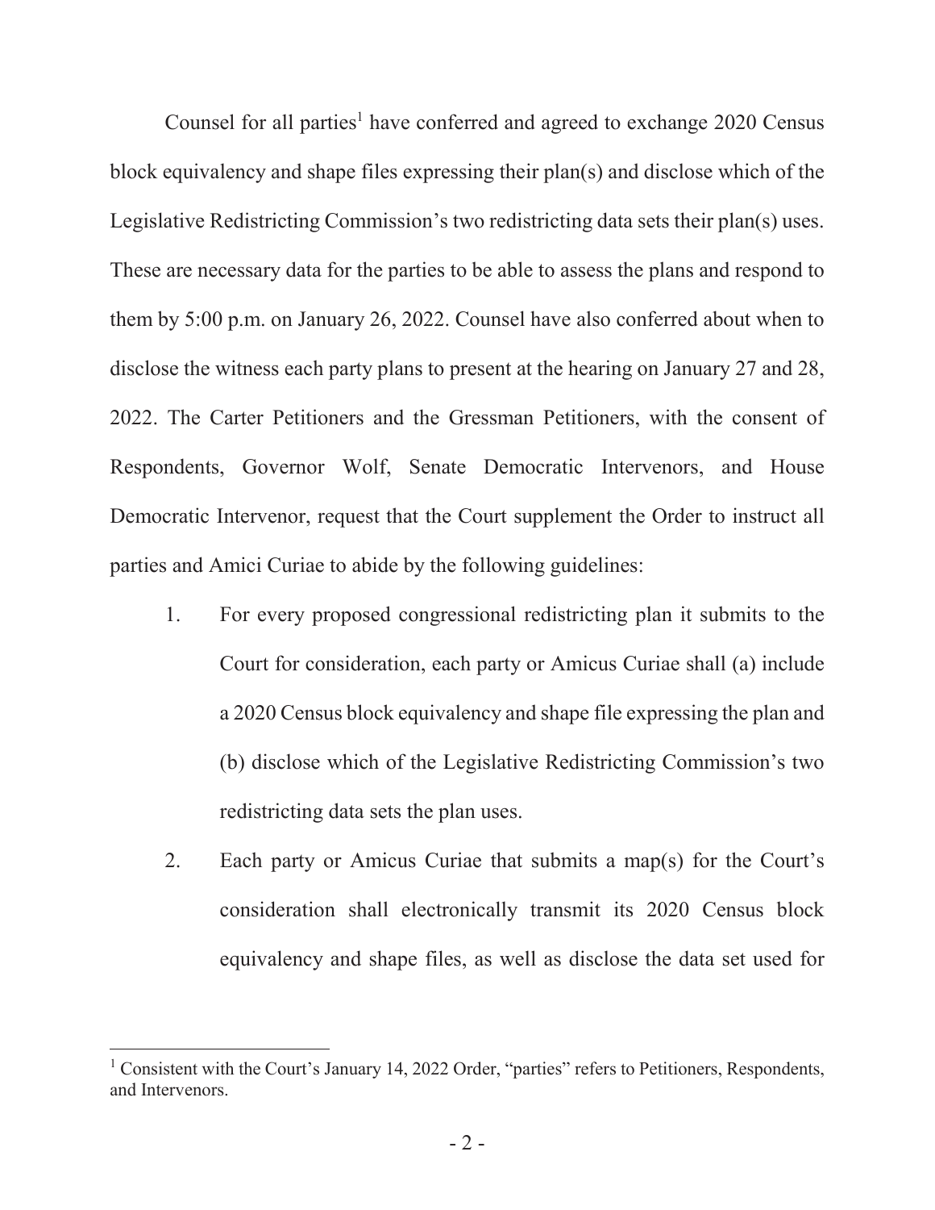Counsel for all parties[1] have conferred and agreed to exchange 2020 Census block equivalency and shape files expressing their plan(s) and disclose which of the Legislative Redistricting Commission's two redistricting data sets their plan(s) uses. These are necessary data for the parties to be able to assess the plans and respond to them by 5:00 p.m. on January 26, 2022. Counsel have also conferred about when to disclose the witness each party plans to present at the hearing on January 27 and 28, 2022. The Carter Petitioners and the Gressman Petitioners, with the consent of Respondents, Governor Wolf, Senate Democratic Intervenors, and House Democratic Intervenor, request that the Court supplement the Order to instruct all parties and Amici Curiae to abide by the following guidelines:

1. For every proposed congressional redistricting plan it submits to the Court for consideration, each party or Amicus Curiae shall (a) include a 2020 Census block equivalency and shape file expressing the plan and (b) disclose which of the Legislative Redistricting Commission's two redistricting data sets the plan uses.

2. Each party or Amicus Curiae that submits a map(s) for the Court's consideration shall electronically transmit its 2020 Census block equivalency and shape files, as well as disclose the data set used for

[1] Consistent with the Court's January 14, 2022 Order, "parties" refers to Petitioners, Respondents, and Intervenors.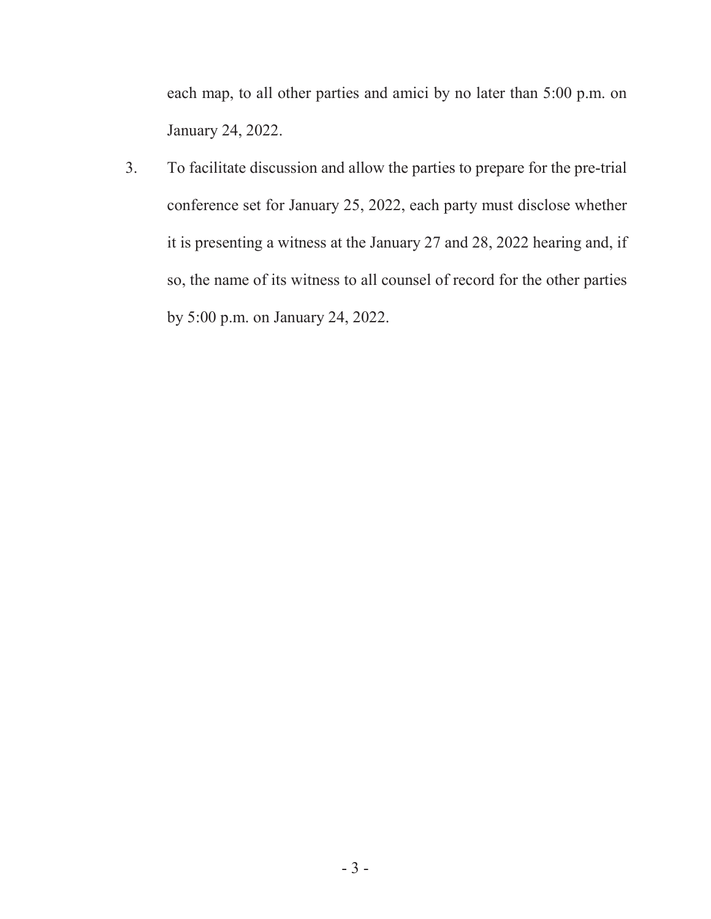each map, to all other parties and amici by no later than 5:00 p.m. on January 24, 2022.

3. To facilitate discussion and allow the parties to prepare for the pre-trial conference set for January 25, 2022, each party must disclose whether it is presenting a witness at the January 27 and 28, 2022 hearing and, if so, the name of its witness to all counsel of record for the other parties by 5:00 p.m. on January 24, 2022.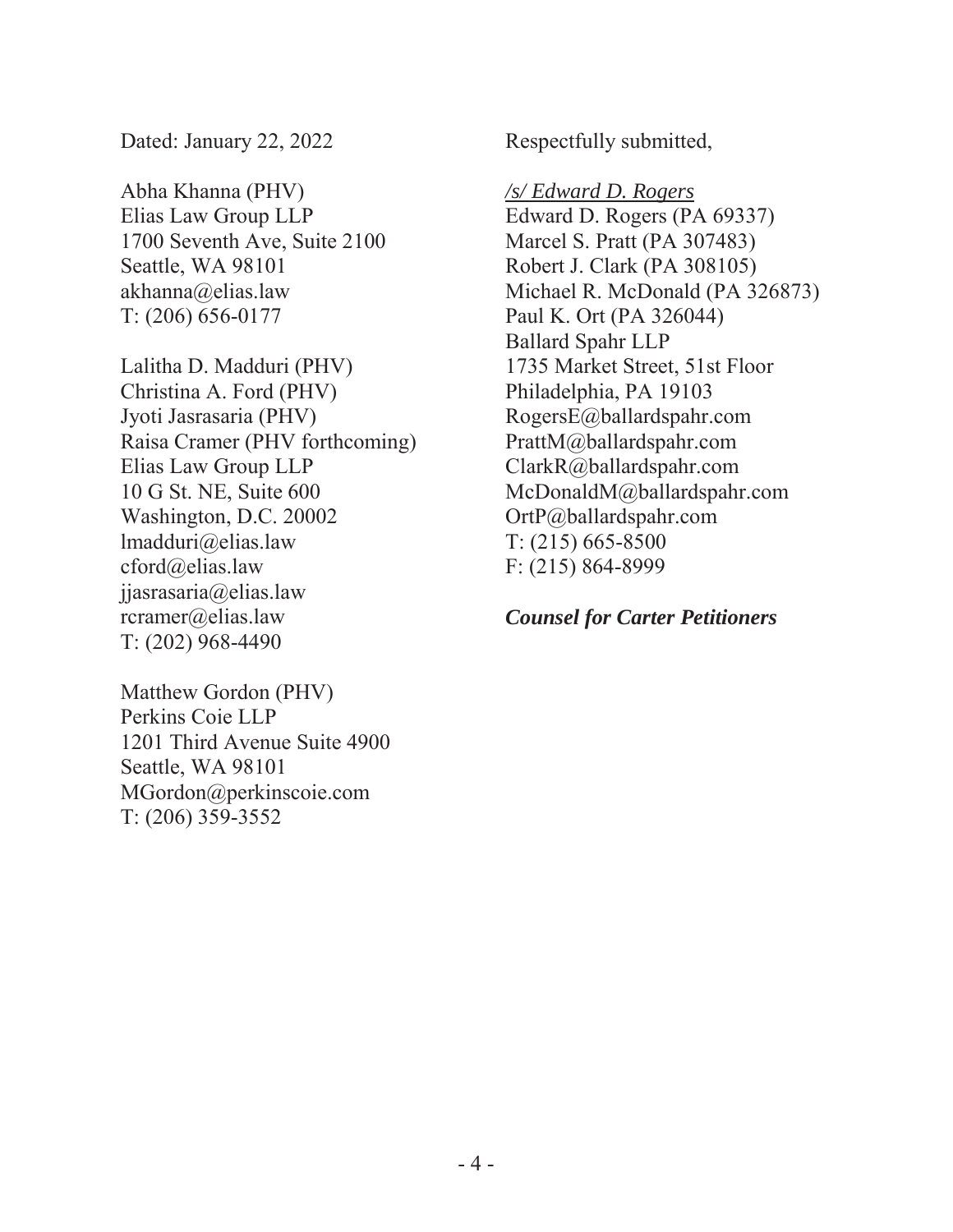Dated: January 22, 2022

Abha Khanna (PHV)
Elias Law Group LLP
1700 Seventh Ave, Suite 2100
Seattle, WA 98101
akhanna@elias.law
T: (206) 656-0177

Lalitha D. Madduri (PHV)
Christina A. Ford (PHV)
Jyoti Jasrasaria (PHV)
Raisa Cramer (PHV forthcoming)
Elias Law Group LLP
10 G St. NE, Suite 600
Washington, D.C. 20002
lmadduri@elias.law
cford@elias.law
jjasrasaria@elias.law
rcramer@elias.law
T: (202) 968-4490

Matthew Gordon (PHV)
Perkins Coie LLP
1201 Third Avenue Suite 4900
Seattle, WA 98101
MGordon@perkinscoie.com
T: (206) 359-3552

Respectfully submitted,

*/s/ Edward D. Rogers*
Edward D. Rogers (PA 69337)
Marcel S. Pratt (PA 307483)
Robert J. Clark (PA 308105)
Michael R. McDonald (PA 326873)
Paul K. Ort (PA 326044)
Ballard Spahr LLP
1735 Market Street, 51st Floor
Philadelphia, PA 19103
RogersE@ballardspahr.com
PrattM@ballardspahr.com
ClarkR@ballardspahr.com
McDonaldM@ballardspahr.com
OrtP@ballardspahr.com
T: (215) 665-8500
F: (215) 864-8999

***Counsel for Carter Petitioners***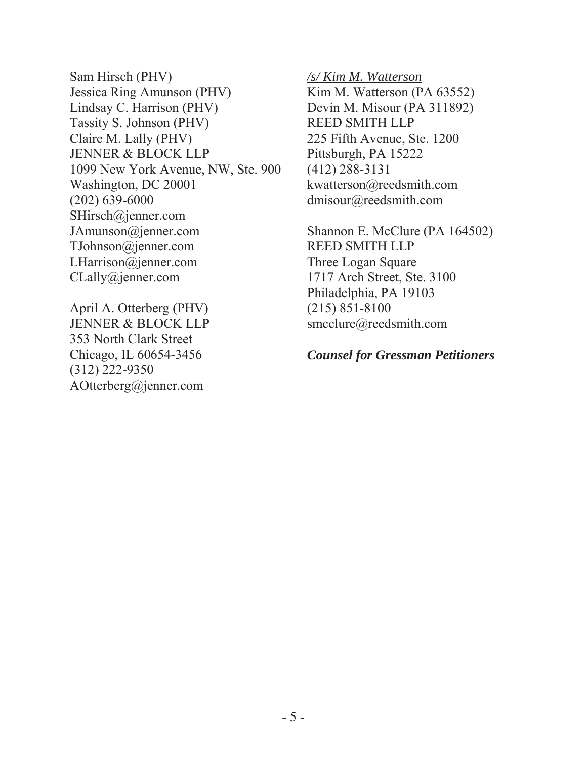Sam Hirsch (PHV)
Jessica Ring Amunson (PHV)
Lindsay C. Harrison (PHV)
Tassity S. Johnson (PHV)
Claire M. Lally (PHV)
JENNER & BLOCK LLP
1099 New York Avenue, NW, Ste. 900
Washington, DC 20001
(202) 639-6000
SHirsch@jenner.com
JAmunson@jenner.com
TJohnson@jenner.com
LHarrison@jenner.com
CLally@jenner.com

April A. Otterberg (PHV)
JENNER & BLOCK LLP
353 North Clark Street
Chicago, IL 60654-3456
(312) 222-9350
AOtterberg@jenner.com

*/s/ Kim M. Watterson*
Kim M. Watterson (PA 63552)
Devin M. Misour (PA 311892)
REED SMITH LLP
225 Fifth Avenue, Ste. 1200
Pittsburgh, PA 15222
(412) 288-3131
kwatterson@reedsmith.com
dmisour@reedsmith.com

Shannon E. McClure (PA 164502)
REED SMITH LLP
Three Logan Square
1717 Arch Street, Ste. 3100
Philadelphia, PA 19103
(215) 851-8100
smcclure@reedsmith.com

***Counsel for Gressman Petitioners***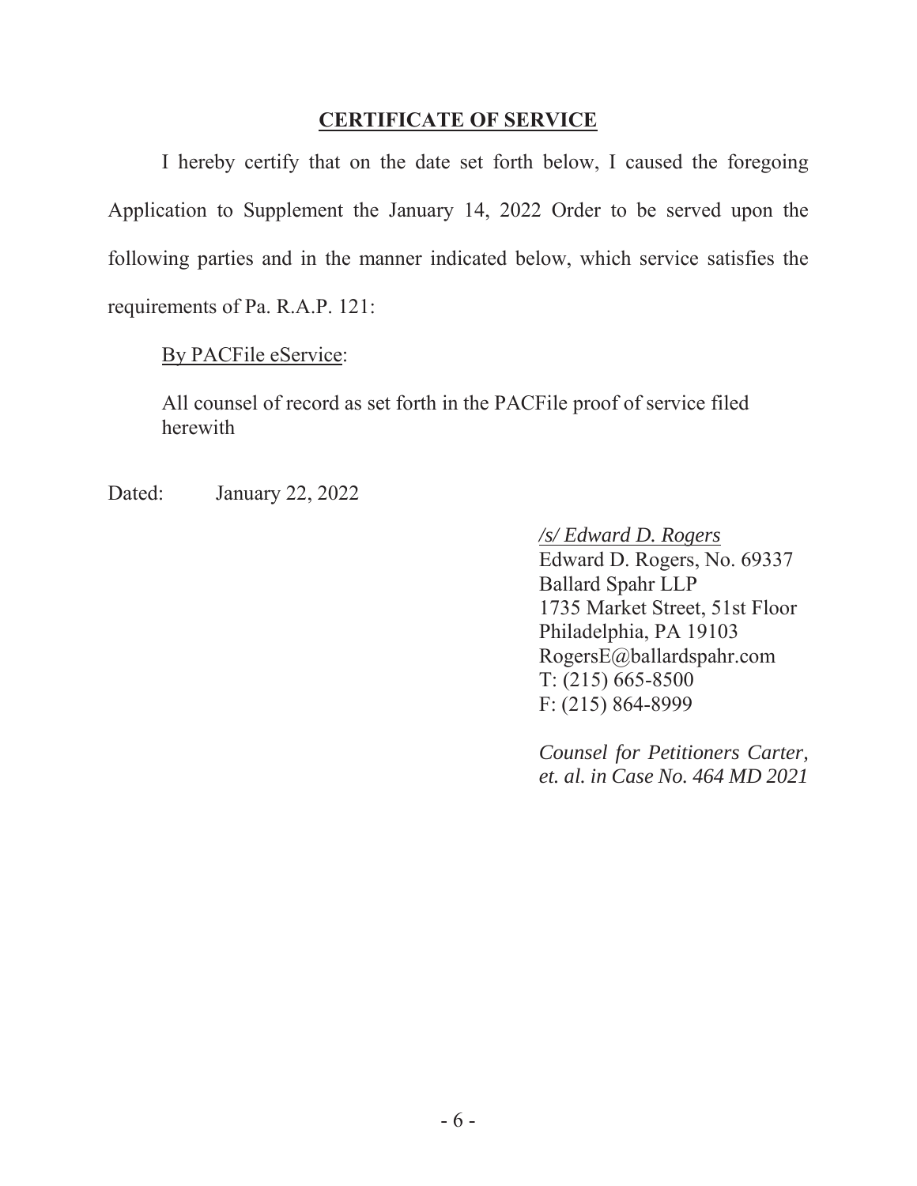## **CERTIFICATE OF SERVICE**

I hereby certify that on the date set forth below, I caused the foregoing Application to Supplement the January 14, 2022 Order to be served upon the following parties and in the manner indicated below, which service satisfies the requirements of Pa. R.A.P. 121:

By PACFile eService:

All counsel of record as set forth in the PACFile proof of service filed herewith

Dated: January 22, 2022

*/s/ Edward D. Rogers*
Edward D. Rogers, No. 69337
Ballard Spahr LLP
1735 Market Street, 51st Floor
Philadelphia, PA 19103
RogersE@ballardspahr.com
T: (215) 665-8500
F: (215) 864-8999

*Counsel for Petitioners Carter, et. al. in Case No. 464 MD 2021*